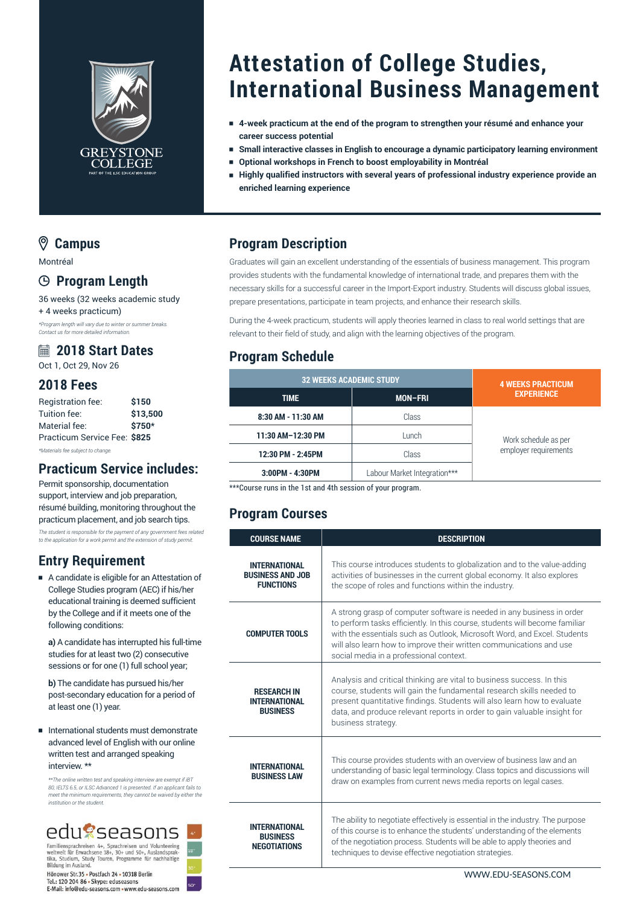GREYSTONE COLLEGE

PART OF THE ILSC EDUCATION GROUP

# Attestation of College Studies, International Business Management

- **4-week practicum at the end of the program to strengthen your résumé and enhance your career success potential**
- **Small interactive classes in English to encourage a dynamic participatory learning environment**
- **Optional workshops in French to boost employability in Montréal**
- **Highly qualified instructors with several years of professional industry experience provide an enriched learning experience**

## Campus

Montréal

## Program Length

36 weeks (32 weeks academic study + 4 weeks practicum)

*\*Program length will vary due to winter or summer breaks. Contact us for more detailed information.*

## 2018 Start Dates

Oct 1, Oct 29, Nov 26

## 2018 Fees

| | |
|---|---|
| Registration fee: | **$150** |
| Tuition fee: | **$13,500** |
| Material fee: | **$750\*** |
| Practicum Service Fee: | **$825** |

*\*Materials fee subject to change.*

## Practicum Service includes:

Permit sponsorship, documentation support, interview and job preparation, résumé building, monitoring throughout the practicum placement, and job search tips.

*The student is responsible for the payment of any government fees related to the application for a work permit and the extension of study permit.*

## Entry Requirement

- A candidate is eligible for an Attestation of College Studies program (AEC) if his/her educational training is deemed sufficient by the College and if it meets one of the following conditions:

  **a)** A candidate has interrupted his full-time studies for at least two (2) consecutive sessions or for one (1) full school year;

  **b)** The candidate has pursued his/her post-secondary education for a period of at least one (1) year.

- International students must demonstrate advanced level of English with our online written test and arranged speaking interview. \*\*

*\*\*The online written test and speaking interview are exempt if iBT 80, IELTS 6.5, or ILSC Advanced 1 is presented. If an applicant fails to meet the minimum requirements, they cannot be waived by either the institution or the student.*

edu seasons

Familiensprachreisen 4+, Sprachreisen und Volunteering weltweit für Erwachsene 18+, 30+ und 50+, Auslandspraktika, Studium, Study Touren, Programme für nachhaltige Bildung im Ausland.

Hönower Str.35 • Postfach 24 • 10318 Berlin
Tel.: 120 204 86 • Skype: eduseasons
E-Mail: info@edu-seasons.com • www.edu-seasons.com

## Program Description

Graduates will gain an excellent understanding of the essentials of business management. This program provides students with the fundamental knowledge of international trade, and prepares them with the necessary skills for a successful career in the Import-Export industry. Students will discuss global issues, prepare presentations, participate in team projects, and enhance their research skills.

During the 4-week practicum, students will apply theories learned in class to real world settings that are relevant to their field of study, and align with the learning objectives of the program.

## Program Schedule

| 32 WEEKS ACADEMIC STUDY | | 4 WEEKS PRACTICUM EXPERIENCE |
|---|---|---|
| **TIME** | **MON–FRI** | |
| **8:30 AM - 11:30 AM** | Class | Work schedule as per employer requirements |
| **11:30 AM–12:30 PM** | Lunch | |
| **12:30 PM - 2:45PM** | Class | |
| **3:00PM - 4:30PM** | Labour Market Integration\*\*\* | |

\*\*\*Course runs in the 1st and 4th session of your program.

## Program Courses

| COURSE NAME | DESCRIPTION |
|---|---|
| **INTERNATIONAL BUSINESS AND JOB FUNCTIONS** | This course introduces students to globalization and to the value-adding activities of businesses in the current global economy. It also explores the scope of roles and functions within the industry. |
| **COMPUTER TOOLS** | A strong grasp of computer software is needed in any business in order to perform tasks efficiently. In this course, students will become familiar with the essentials such as Outlook, Microsoft Word, and Excel. Students will also learn how to improve their written communications and use social media in a professional context. |
| **RESEARCH IN INTERNATIONAL BUSINESS** | Analysis and critical thinking are vital to business success. In this course, students will gain the fundamental research skills needed to present quantitative findings. Students will also learn how to evaluate data, and produce relevant reports in order to gain valuable insight for business strategy. |
| **INTERNATIONAL BUSINESS LAW** | This course provides students with an overview of business law and an understanding of basic legal terminology. Class topics and discussions will draw on examples from current news media reports on legal cases. |
| **INTERNATIONAL BUSINESS NEGOTIATIONS** | The ability to negotiate effectively is essential in the industry. The purpose of this course is to enhance the students' understanding of the elements of the negotiation process. Students will be able to apply theories and techniques to devise effective negotiation strategies. |

WWW.EDU-SEASONS.COM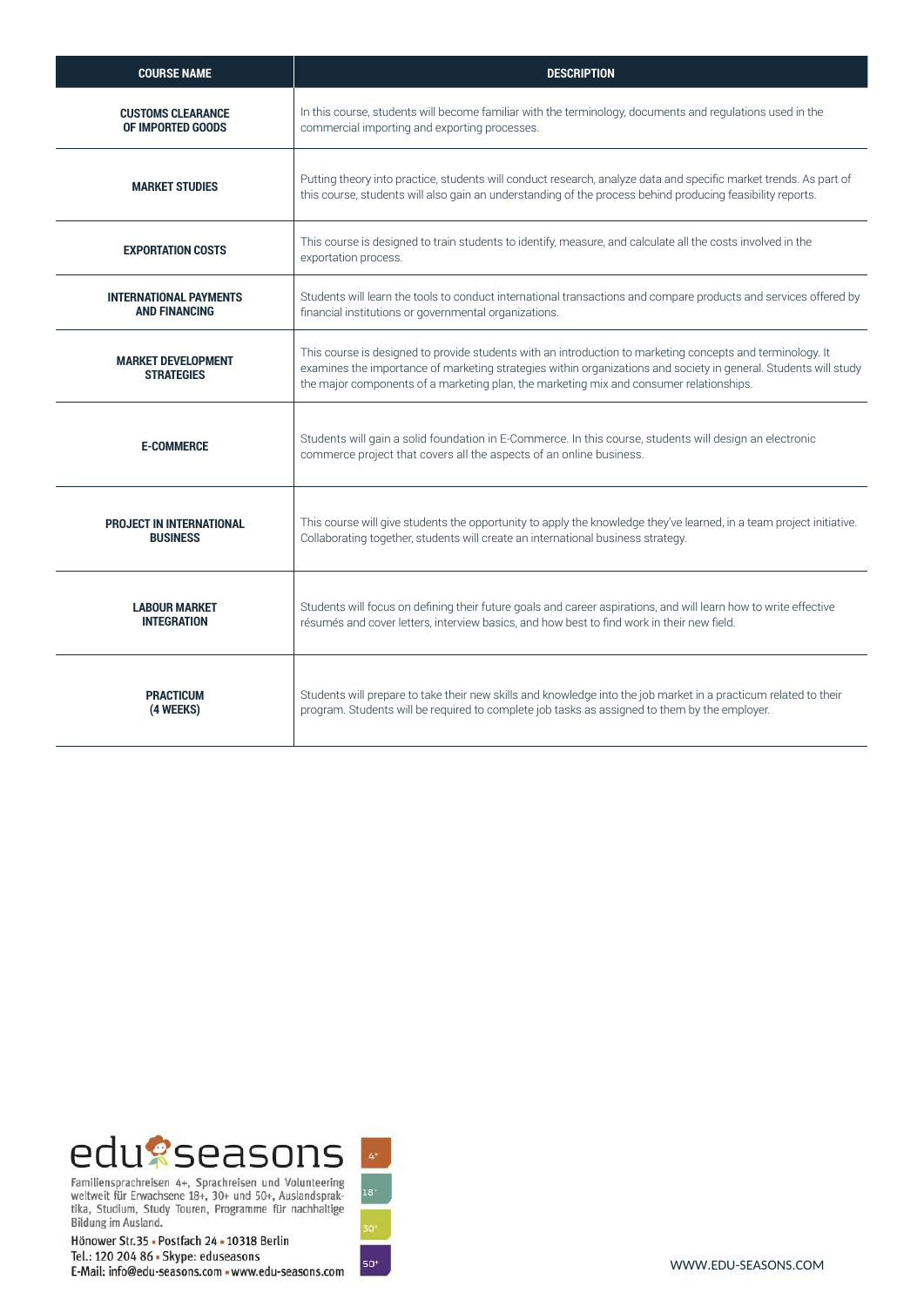| COURSE NAME | DESCRIPTION |
| --- | --- |
| **CUSTOMS CLEARANCE OF IMPORTED GOODS** | In this course, students will become familiar with the terminology, documents and regulations used in the commercial importing and exporting processes. |
| **MARKET STUDIES** | Putting theory into practice, students will conduct research, analyze data and specific market trends. As part of this course, students will also gain an understanding of the process behind producing feasibility reports. |
| **EXPORTATION COSTS** | This course is designed to train students to identify, measure, and calculate all the costs involved in the exportation process. |
| **INTERNATIONAL PAYMENTS AND FINANCING** | Students will learn the tools to conduct international transactions and compare products and services offered by financial institutions or governmental organizations. |
| **MARKET DEVELOPMENT STRATEGIES** | This course is designed to provide students with an introduction to marketing concepts and terminology. It examines the importance of marketing strategies within organizations and society in general. Students will study the major components of a marketing plan, the marketing mix and consumer relationships. |
| **E-COMMERCE** | Students will gain a solid foundation in E-Commerce. In this course, students will design an electronic commerce project that covers all the aspects of an online business. |
| **PROJECT IN INTERNATIONAL BUSINESS** | This course will give students the opportunity to apply the knowledge they've learned, in a team project initiative. Collaborating together, students will create an international business strategy. |
| **LABOUR MARKET INTEGRATION** | Students will focus on defining their future goals and career aspirations, and will learn how to write effective résumés and cover letters, interview basics, and how best to find work in their new field. |
| **PRACTICUM (4 WEEKS)** | Students will prepare to take their new skills and knowledge into the job market in a practicum related to their program. Students will be required to complete job tasks as assigned to them by the employer. |

edu seasons

Familiensprachreisen 4+, Sprachreisen und Volunteering weltweit für Erwachsene 18+, 30+ und 50+, Auslandspraktika, Studium, Study Touren, Programme für nachhaltige Bildung im Ausland.

Hönower Str.35 • Postfach 24 • 10318 Berlin
Tel.: 120 204 86 • Skype: eduseasons
E-Mail: info@edu-seasons.com • www.edu-seasons.com

4+ 18+ 30+ 50+

WWW.EDU-SEASONS.COM